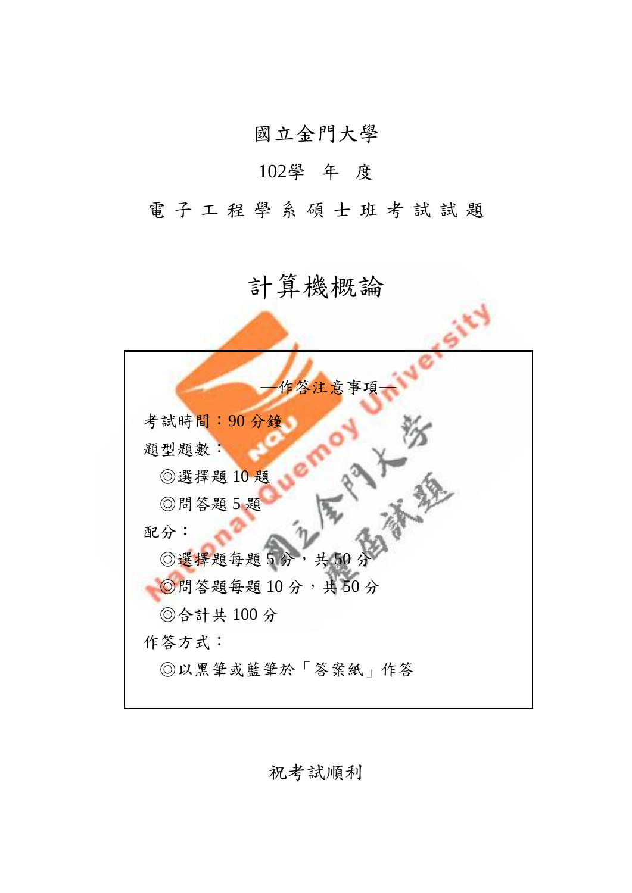# 國立金門大學

## 102學 年 度

## 電 子 工 程 學 系 碩 士 班 考 試 試 題

# 計算機概論

—作答注意事項—

考試時間：90 分鐘

題型題數：

◎選擇題 10 題

◎問答題 5 題

配分：

◎選擇題每題 5 分，共 50 分

◎問答題每題 10 分，共 50 分

◎合計共 100 分

作答方式：

◎以黑筆或藍筆於「答案紙」作答

祝考試順利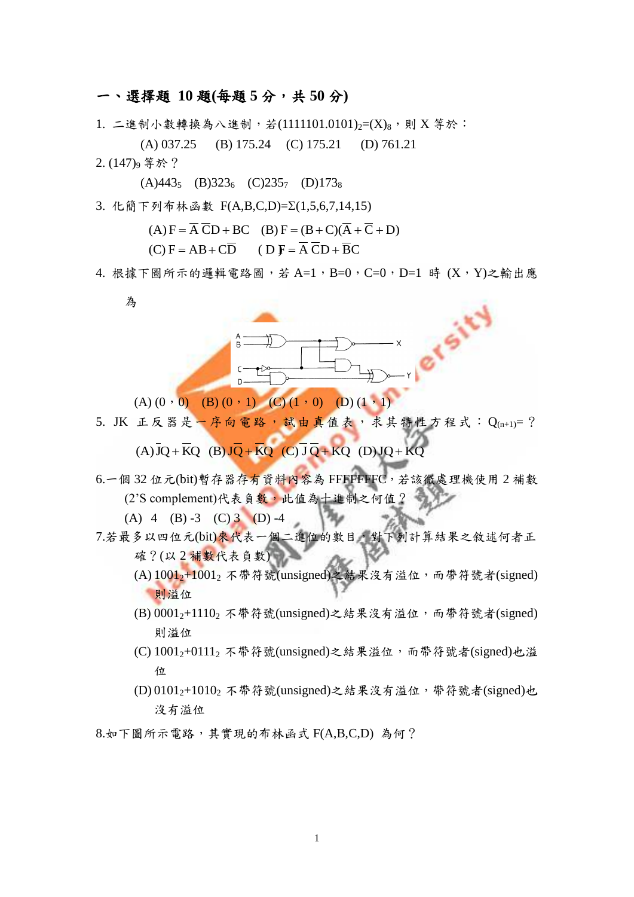## 一、選擇題 10 題(每題 5 分，共 50 分)

1. 二進制小數轉換為八進制，若$(1111101.0101)_2=(X)_8$，則 X 等於：

   (A) 037.25　(B) 175.24　(C) 175.21　(D) 761.21

2. $(147)_9$ 等於？

   (A)$443_5$　(B)$323_6$　(C)$235_7$　(D)$173_8$

3. 化簡下列布林函數 $F(A,B,C,D)=\Sigma(1,5,6,7,14,15)$

   (A) $F=\overline{A}\,\overline{C}D+BC$　(B) $F=(B+C)(\overline{A}+\overline{C}+D)$

   (C) $F=AB+C\overline{D}$　(D) $F=\overline{A}\,\overline{C}D+\overline{B}C$

4. 根據下圖所示的邏輯電路圖，若 A=1，B=0，C=0，D=1 時 (X，Y)之輸出應為

   (A) (0，0)　(B) (0，1)　(C) (1，0)　(D) (1，1)

5. JK 正反器是一序向電路，試由真值表，求其特性方程式：$Q_{(n+1)}$= ？

   (A) $\overline{J}Q+\overline{K}Q$　(B) $J\overline{Q}+\overline{K}Q$　(C) $\overline{J}\,\overline{Q}+KQ$　(D) $JQ+KQ$

6. 一個 32 位元(bit)暫存器存有資料內容為 FFFFFFFC，若該微處理機使用 2 補數(2'S complement)代表負數，此值為十進制之何值？

   (A) 4　(B) -3　(C) 3　(D) -4

7. 若最多以四位元(bit)來代表一個二進位的數目，對下列計算結果之敘述何者正確？(以 2 補數代表負數)

   (A) $1001_2+1001_2$ 不帶符號(unsigned)之結果沒有溢位，而帶符號者(signed)則溢位

   (B) $0001_2+1110_2$ 不帶符號(unsigned)之結果沒有溢位，而帶符號者(signed)則溢位

   (C) $1001_2+0111_2$ 不帶符號(unsigned)之結果溢位，而帶符號者(signed)也溢位

   (D) $0101_2+1010_2$ 不帶符號(unsigned)之結果沒有溢位，帶符號者(signed)也沒有溢位

8. 如下圖所示電路，其實現的布林函式 F(A,B,C,D) 為何？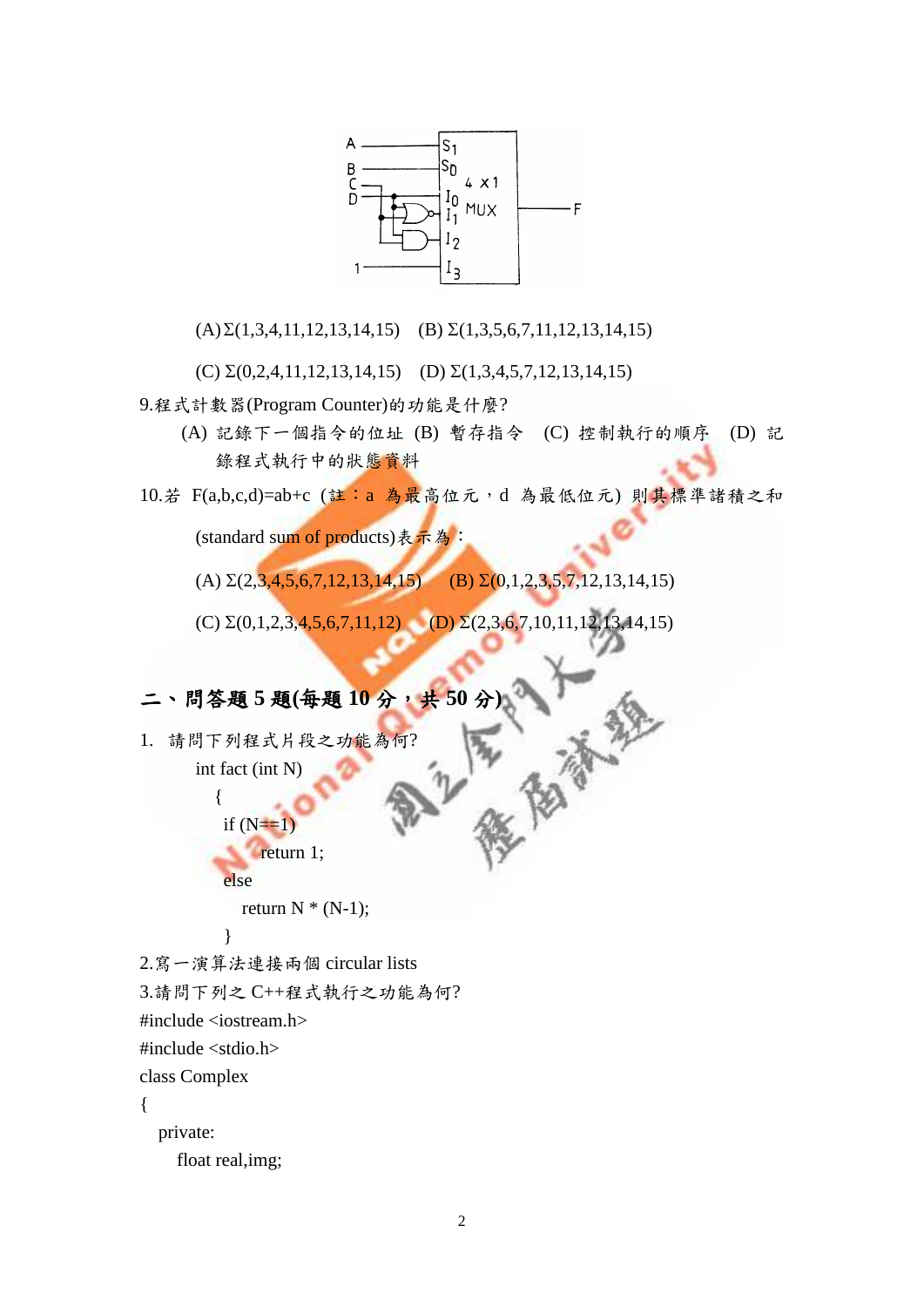(A) Σ(1,3,4,11,12,13,14,15)　(B) Σ(1,3,5,6,7,11,12,13,14,15)

(C) Σ(0,2,4,11,12,13,14,15)　(D) Σ(1,3,4,5,7,12,13,14,15)

9.程式計數器(Program Counter)的功能是什麼?

(A) 記錄下一個指令的位址　(B) 暫存指令　(C) 控制執行的順序　(D) 記錄程式執行中的狀態資料

10.若 F(a,b,c,d)=ab+c (註：a 為最高位元，d 為最低位元) 則其標準諸積之和(standard sum of products)表示為：

(A) Σ(2,3,4,5,6,7,12,13,14,15)　(B) Σ(0,1,2,3,5,7,12,13,14,15)

(C) Σ(0,1,2,3,4,5,6,7,11,12)　(D) Σ(2,3,6,7,10,11,12,13,14,15)

## 二、問答題 5 題(每題 10 分，共 50 分)

1. 請問下列程式片段之功能為何?

```
int fact (int N)
  {
   if (N==1)
       return 1;
   else
      return N * (N-1);
   }
```

2.寫一演算法連接兩個 circular lists

3.請問下列之 C++程式執行之功能為何?

```
#include <iostream.h>
#include <stdio.h>
class Complex
{
   private:
      float real,img;
```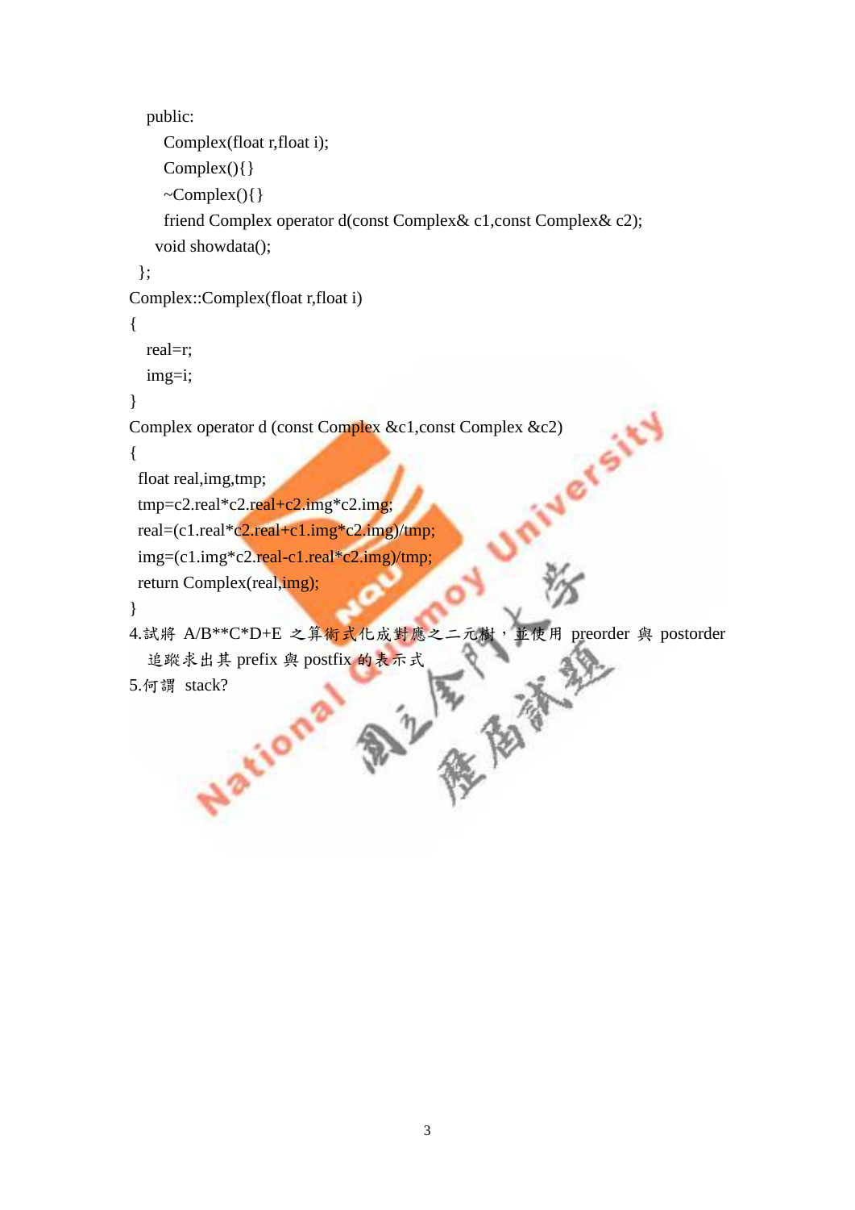```
    public:
      Complex(float r,float i);
      Complex(){}
      ~Complex(){}
      friend Complex operator d(const Complex& c1,const Complex& c2);
     void showdata();
  };
Complex::Complex(float r,float i)
{
   real=r;
   img=i;
}
Complex operator d (const Complex &c1,const Complex &c2)
{
  float real,img,tmp;
  tmp=c2.real*c2.real+c2.img*c2.img;
  real=(c1.real*c2.real+c1.img*c2.img)/tmp;
  img=(c1.img*c2.real-c1.real*c2.img)/tmp;
  return Complex(real,img);
}
```

4.試將 A/B**C*D+E 之算術式化成對應之二元樹，並使用 preorder 與 postorder 追蹤求出其 prefix 與 postfix 的表示式

5.何謂 stack?